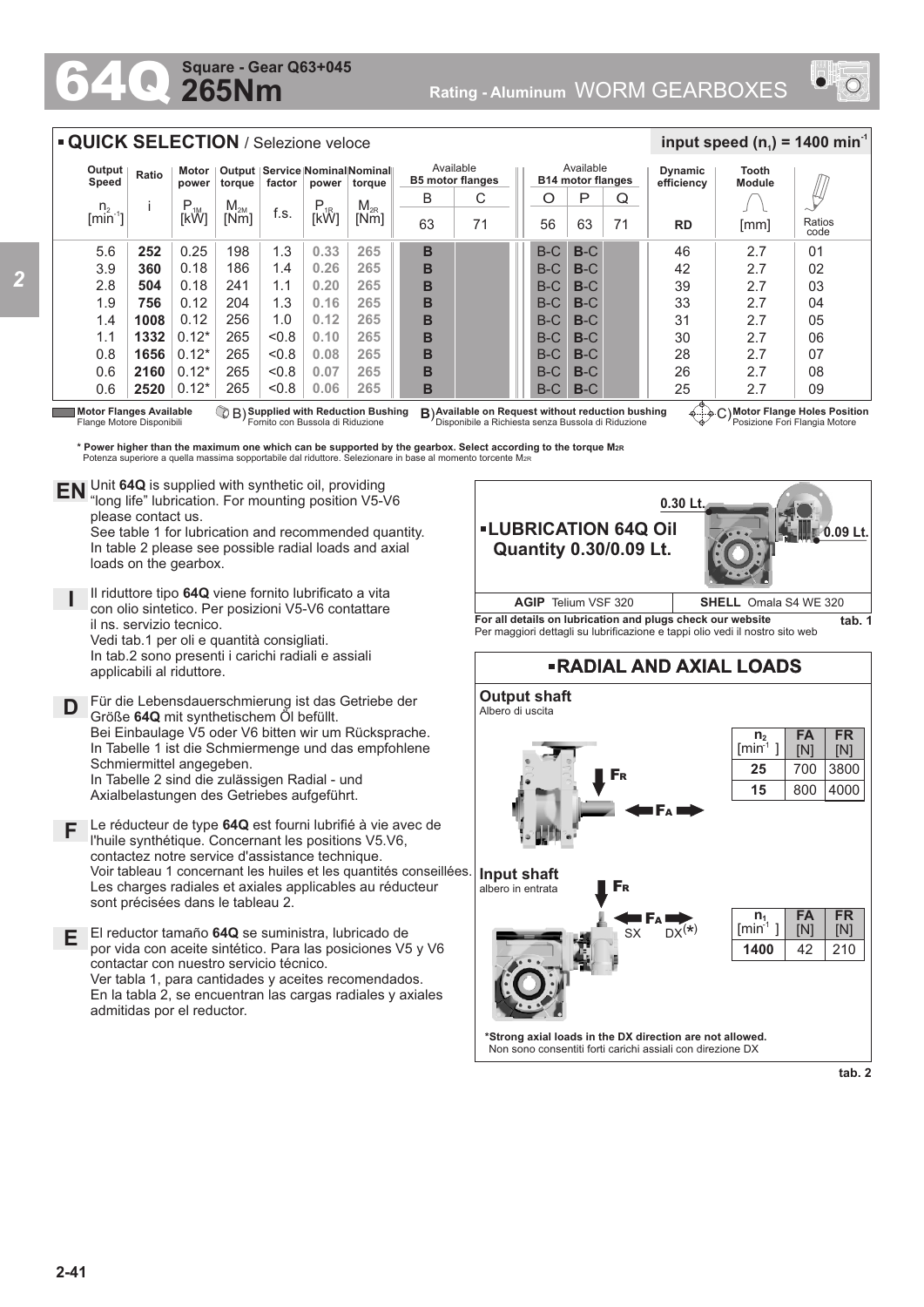# 64Q 265Nm

**Square - Gear Q63+045**

**Rating - Aluminum** WORM GEARBOXES

## QUICK SELECTION / Selezione veloce

**input speed ($n_1$) = 1400 min$^{-1}$**

| Output Speed $n_2$ [min$^{-1}$] | Ratio i | Motor power $P_{1M}$ [kW] | Output torque $M_{2M}$ [Nm] | Service factor f.s. | Nominal power $P_{1R}$ [kW] | Nominal torque $M_{2R}$ [Nm] | Available B5 motor flanges B 63 | Available B5 motor flanges C 71 | Available B14 motor flanges O 56 | Available B14 motor flanges P 63 | Available B14 motor flanges Q 71 | Dynamic efficiency RD | Tooth Module [mm] | Ratios code |
|---|---|---|---|---|---|---|---|---|---|---|---|---|---|---|
| 5.6 | **252** | 0.25 | 198 | 1.3 | 0.33 | 265 | **B** | | B-C | **B**-C | | 46 | 2.7 | 01 |
| 3.9 | **360** | 0.18 | 186 | 1.4 | 0.26 | 265 | **B** | | B-C | **B**-C | | 42 | 2.7 | 02 |
| 2.8 | **504** | 0.18 | 241 | 1.1 | 0.20 | 265 | **B** | | B-C | **B**-C | | 39 | 2.7 | 03 |
| 1.9 | **756** | 0.12 | 204 | 1.3 | 0.16 | 265 | **B** | | B-C | **B**-C | | 33 | 2.7 | 04 |
| 1.4 | **1008** | 0.12 | 256 | 1.0 | 0.12 | 265 | **B** | | B-C | **B**-C | | 31 | 2.7 | 05 |
| 1.1 | **1332** | 0.12* | 265 | <0.8 | 0.10 | 265 | **B** | | B-C | **B**-C | | 30 | 2.7 | 06 |
| 0.8 | **1656** | 0.12* | 265 | <0.8 | 0.08 | 265 | **B** | | B-C | **B**-C | | 28 | 2.7 | 07 |
| 0.6 | **2160** | 0.12* | 265 | <0.8 | 0.07 | 265 | **B** | | B-C | **B**-C | | 26 | 2.7 | 08 |
| 0.6 | **2520** | 0.12* | 265 | <0.8 | 0.06 | 265 | **B** | | B-C | **B**-C | | 25 | 2.7 | 09 |

**Motor Flanges Available** / Flange Motore Disponibili — B) **Supplied with Reduction Bushing** / Fornito con Bussola di Riduzione — **B**) **Available on Request without reduction bushing** / Disponibile a Richiesta senza Bussola di Riduzione — C) **Motor Flange Holes Position** / Posizione Fori Flangia Motore

**\* Power higher than the maximum one which can be supported by the gearbox. Select according to the torque $M_{2R}$**
Potenza superiore a quella massima sopportabile dal riduttore. Selezionare in base al momento torcente $M_{2R}$

**EN** Unit **64Q** is supplied with synthetic oil, providing "long life" lubrication. For mounting position V5-V6 please contact us.
See table 1 for lubrication and recommended quantity.
In table 2 please see possible radial loads and axial loads on the gearbox.

**I** Il riduttore tipo **64Q** viene fornito lubrificato a vita con olio sintetico. Per posizioni V5-V6 contattare il ns. servizio tecnico.
Vedi tab.1 per oli e quantità consigliati.
In tab.2 sono presenti i carichi radiali e assiali applicabili al riduttore.

**D** Für die Lebensdauerschmierung ist das Getriebe der Größe **64Q** mit synthetischem Öl befüllt.
Bei Einbaulage V5 oder V6 bitten wir um Rücksprache.
In Tabelle 1 ist die Schmiermenge und das empfohlene Schmiermittel angegeben.
In Tabelle 2 sind die zulässigen Radial - und Axialbelastungen des Getriebes aufgeführt.

**F** Le réducteur de type **64Q** est fourni lubrifié à vie avec de l'huile synthétique. Concernant les positions V5.V6, contactez notre service d'assistance technique.
Voir tableau 1 concernant les huiles et les quantités conseillées.
Les charges radiales et axiales applicables au réducteur sont précisées dans le tableau 2.

**E** El reductor tamaño **64Q** se suministra, lubricado de por vida con aceite sintético. Para las posiciones V5 y V6 contactar con nuestro servicio técnico.
Ver tabla 1, para cantidades y aceites recomendados.
En la tabla 2, se encuentran las cargas radiales y axiales admitidas por el reductor.

### LUBRICATION 64Q Oil Quantity 0.30/0.09 Lt.

0.30 Lt. — 0.09 Lt.

| AGIP | SHELL |
|---|---|
| **AGIP** Telium VSF 320 | **SHELL** Omala S4 WE 320 |

**For all details on lubrication and plugs check our website**
Per maggiori dettagli su lubrificazione e tappi olio vedi il nostro sito web

**tab. 1**

### RADIAL AND AXIAL LOADS

**Output shaft**
Albero di uscita

| $n_2$ [min$^{-1}$] | FA [N] | FR [N] |
|---|---|---|
| **25** | 700 | 3800 |
| **15** | 800 | 4000 |

**Input shaft**
albero in entrata

| $n_1$ [min$^{-1}$] | FA [N] | FR [N] |
|---|---|---|
| **1400** | 42 | 210 |

SX DX(*)

**\*Strong axial loads in the DX direction are not allowed.**
Non sono consentiti forti carichi assiali con direzione DX

**tab. 2**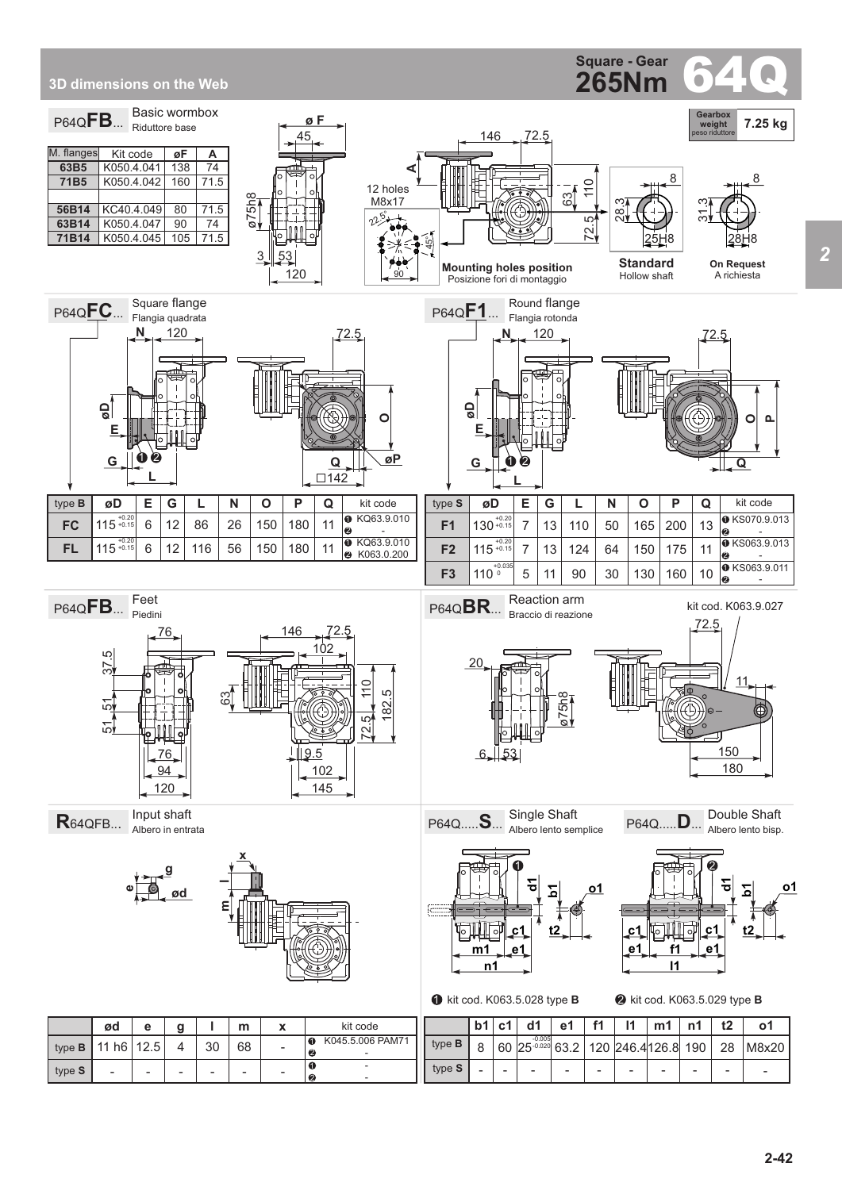3D dimensions on the Web

# Square - Gear 265Nm 64Q

## P64QFB... Basic wormbox
Riduttore base

| M. flanges | Kit code | øF | A |
|---|---|---|---|
| 63B5 | K050.4.041 | 138 | 74 |
| 71B5 | K050.4.042 | 160 | 71.5 |
| | | | |
| 56B14 | KC40.4.049 | 80 | 71.5 |
| 63B14 | K050.4.047 | 90 | 74 |
| 71B14 | K050.4.045 | 105 | 71.5 |

Gearbox weight / peso riduttore: **7.25 kg**

ø F, 45, ø75h8, 3, 53, 120, 146, 72.5, A, 63, 110, 72.5

12 holes M8x17

22.5°, 45°, 90

**Mounting holes position**
Posizione fori di montaggio

8, 28.3, 25H8 — **Standard** Hollow shaft

8, 31.3, 28H8 — **On Request** A richiesta

## P64QFC... Square flange
Flangia quadrata

N, 120, 72.5, øD, E, G, L, O, Q, øP, □142

| type B | øD | E | G | L | N | O | P | Q | kit code |
|---|---|---|---|---|---|---|---|---|---|
| FC | 115 $^{+0.20}_{+0.15}$ | 6 | 12 | 86 | 26 | 150 | 180 | 11 | ❶ KQ63.9.010 ❷ - |
| FL | 115 $^{+0.20}_{+0.15}$ | 6 | 12 | 116 | 56 | 150 | 180 | 11 | ❶ KQ63.9.010 ❷ K063.0.200 |

## P64QF1... Round flange
Flangia rotonda

N, 120, 72.5, øD, E, G, L, O, P, Q

| type S | øD | E | G | L | N | O | P | Q | kit code |
|---|---|---|---|---|---|---|---|---|---|
| F1 | 130 $^{+0.20}_{+0.15}$ | 7 | 13 | 110 | 50 | 165 | 200 | 13 | ❶ KS070.9.013 ❷ - |
| F2 | 115 $^{+0.20}_{+0.15}$ | 7 | 13 | 124 | 64 | 150 | 175 | 11 | ❶ KS063.9.013 ❷ - |
| F3 | 110 $^{+0.035}_{0}$ | 5 | 11 | 90 | 30 | 130 | 160 | 10 | ❶ KS063.9.011 ❷ - |

## P64QFB... Feet
Piedini

76, 37.5, 51, 51, 76, 94, 120, 146, 72.5, 102, 63, 110, 182.5, 72.5, 9.5, 102, 145

## P64QBR... Reaction arm
Braccio di reazione

kit cod. K063.9.027

20, ø75h8, 6, 53, 72.5, 11, 150, 180

## R64QFB... Input shaft
Albero in entrata

e, g, ød, x, l, m

| | ød | e | g | l | m | x | kit code |
|---|---|---|---|---|---|---|---|
| type B | 11 h6 | 12.5 | 4 | 30 | 68 | - | ❶ K045.5.006 PAM71 ❷ - |
| type S | - | - | - | - | - | - | ❶ - ❷ - |

## P64Q.....S... Single Shaft
Albero lento semplice

## P64Q.....D... Double Shaft
Albero lento bisp.

d1, b1, o1, c1, t2, m1, e1, n1, f1, l1

❶ kit cod. K063.5.028 type **B**

❷ kit cod. K063.5.029 type **B**

| | b1 | c1 | d1 | e1 | f1 | l1 | m1 | n1 | t2 | o1 |
|---|---|---|---|---|---|---|---|---|---|---|
| type B | 8 | 60 | 25 $^{-0.005}_{-0.020}$ | 63.2 | 120 | 246.4 | 126.8 | 190 | 28 | M8x20 |
| type S | - | - | - | - | - | - | - | - | - | - |